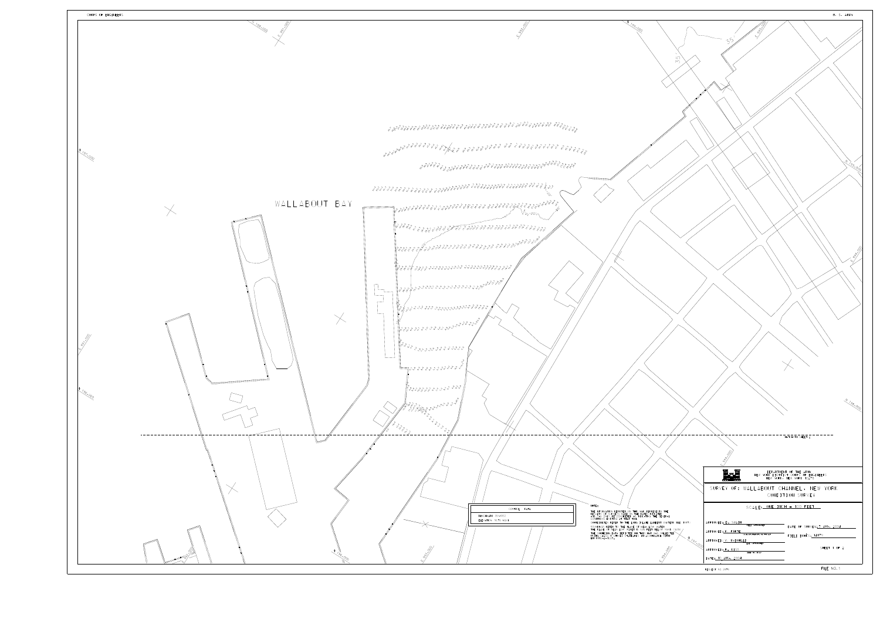CORPS OF ENGINEERS

U. S. ARMY

WALLABOUT BAY

MATCH LINE SHEET 2

DEPARTMENT OF THE ARMY
NEW YORK DISTRICT CORPS OF ENGINEERS
NEW YORK, NEW YORK 10278

SURVEY OF: WALLABOUT CHANNEL, NEW YORK
CONDITION SURVEY

SCALE: ONE INCH = 100 FEET

APPROVED: E. SOUTH

APPROVED: J. FORTE

APPROVED: V. ORIOLO

APPROVED: K. LIEB

DATE: 10 AUG. 2004

DATE OF SURVEY: 3 AUG. 2004

FIELD BOOK: 1279

SHEET 1 OF 2

FILE NO. 1

CONTROL USED

NOTE: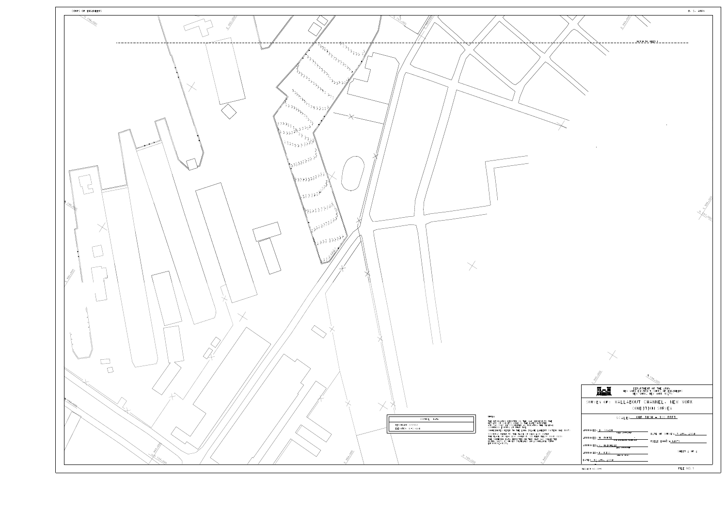CORPS OF ENGINEERS

U. S. ARMY

DEPARTMENT OF THE ARMY
NEW YORK DISTRICT CORPS OF ENGINEERS
NEW YORK, NEW YORK 10278

SURVEY OF: WALLABOUT CHANNEL, NEW YORK
CONDITION SURVEY

SCALE: ONE INCH = 100 FEET

APPROVED: 

APPROVED: 

APPROVED: 

APPROVED: 

DATE: 

DATE OF SURVEY: 

FIELD BOOK: 

SHEET 2 OF 2

CONTROL DATA

NOTES:

FILE NO. 1